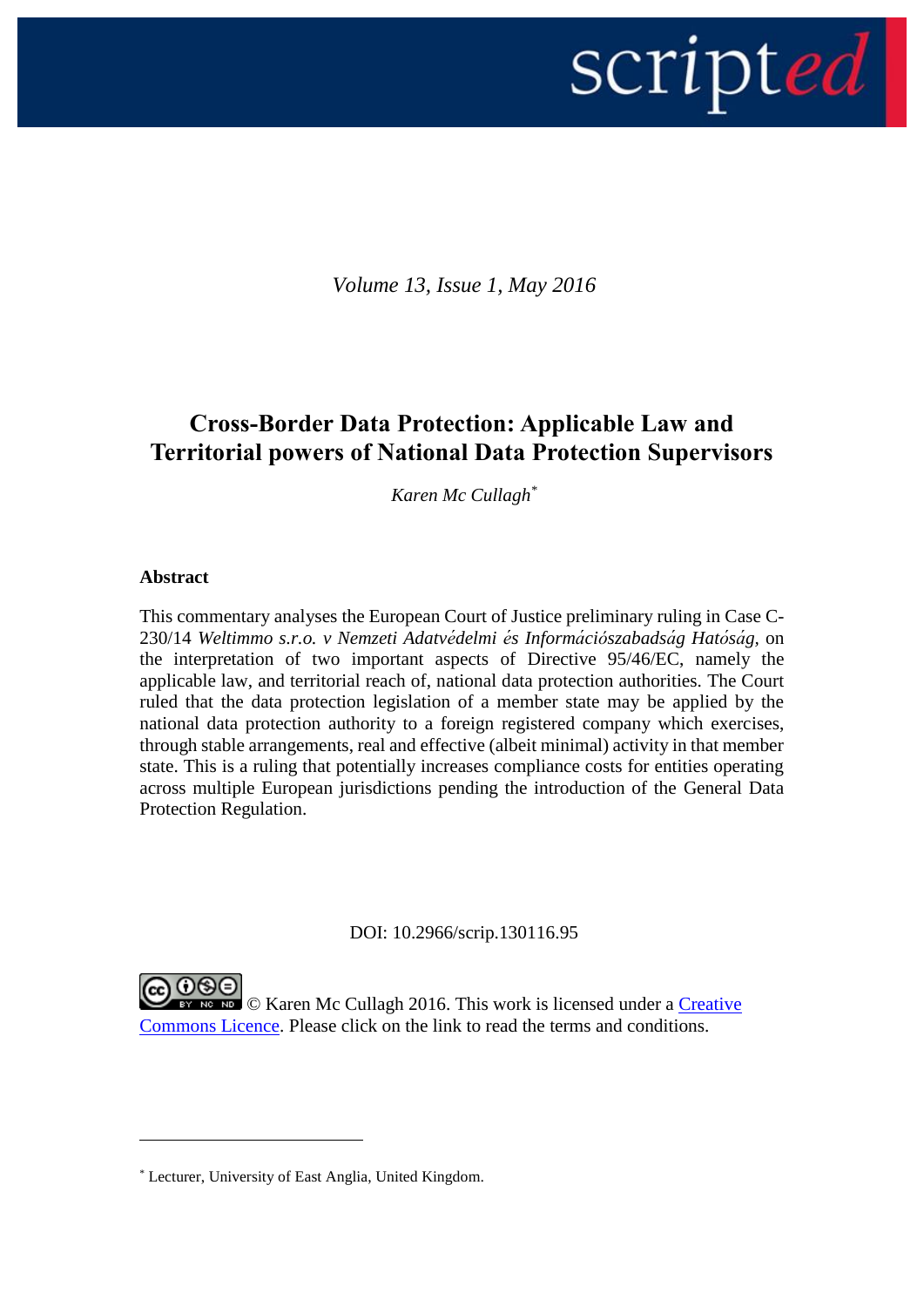*Volume 13, Issue 1, May 2016*

# Cross-Border Data Protection: Applicable Law and Territorial powers of National Data Protection Supervisors

*Karen Mc Cullagh*[*]

**Abstract**

This commentary analyses the European Court of Justice preliminary ruling in Case C-230/14 *Weltimmo s.r.o. v Nemzeti Adatvédelmi és Információszabadság Hatóság*, on the interpretation of two important aspects of Directive 95/46/EC, namely the applicable law, and territorial reach of, national data protection authorities. The Court ruled that the data protection legislation of a member state may be applied by the national data protection authority to a foreign registered company which exercises, through stable arrangements, real and effective (albeit minimal) activity in that member state. This is a ruling that potentially increases compliance costs for entities operating across multiple European jurisdictions pending the introduction of the General Data Protection Regulation.

DOI: 10.2966/scrip.130116.95

© Karen Mc Cullagh 2016. This work is licensed under a Creative Commons Licence. Please click on the link to read the terms and conditions.

---

[*] Lecturer, University of East Anglia, United Kingdom.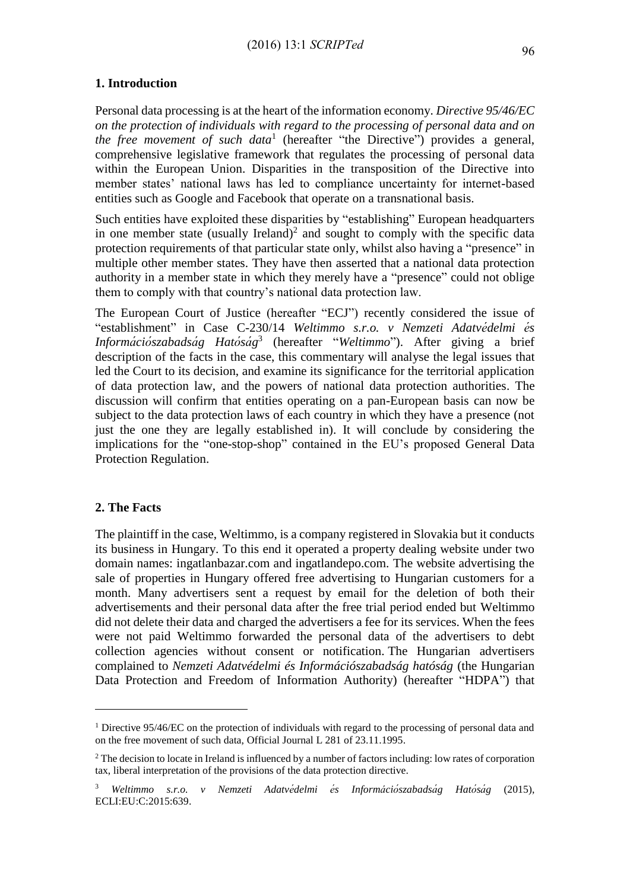## 1. Introduction

Personal data processing is at the heart of the information economy. *Directive 95/46/EC on the protection of individuals with regard to the processing of personal data and on the free movement of such data*[1] (hereafter "the Directive") provides a general, comprehensive legislative framework that regulates the processing of personal data within the European Union. Disparities in the transposition of the Directive into member states' national laws has led to compliance uncertainty for internet-based entities such as Google and Facebook that operate on a transnational basis.

Such entities have exploited these disparities by "establishing" European headquarters in one member state (usually Ireland)[2] and sought to comply with the specific data protection requirements of that particular state only, whilst also having a "presence" in multiple other member states. They have then asserted that a national data protection authority in a member state in which they merely have a "presence" could not oblige them to comply with that country's national data protection law.

The European Court of Justice (hereafter "ECJ") recently considered the issue of "establishment" in Case C-230/14 *Weltimmo s.r.o. v Nemzeti Adatvédelmi és Információszabadság Hatóság*[3] (hereafter "*Weltimmo*"). After giving a brief description of the facts in the case, this commentary will analyse the legal issues that led the Court to its decision, and examine its significance for the territorial application of data protection law, and the powers of national data protection authorities. The discussion will confirm that entities operating on a pan-European basis can now be subject to the data protection laws of each country in which they have a presence (not just the one they are legally established in). It will conclude by considering the implications for the "one-stop-shop" contained in the EU's proposed General Data Protection Regulation.

## 2. The Facts

The plaintiff in the case, Weltimmo, is a company registered in Slovakia but it conducts its business in Hungary. To this end it operated a property dealing website under two domain names: ingatlanbazar.com and ingatlandepo.com. The website advertising the sale of properties in Hungary offered free advertising to Hungarian customers for a month. Many advertisers sent a request by email for the deletion of both their advertisements and their personal data after the free trial period ended but Weltimmo did not delete their data and charged the advertisers a fee for its services. When the fees were not paid Weltimmo forwarded the personal data of the advertisers to debt collection agencies without consent or notification. The Hungarian advertisers complained to *Nemzeti Adatvédelmi és Információszabadság hatóság* (the Hungarian Data Protection and Freedom of Information Authority) (hereafter "HDPA") that

---

[1] Directive 95/46/EC on the protection of individuals with regard to the processing of personal data and on the free movement of such data, Official Journal L 281 of 23.11.1995.

[2] The decision to locate in Ireland is influenced by a number of factors including: low rates of corporation tax, liberal interpretation of the provisions of the data protection directive.

[3] *Weltimmo s.r.o. v Nemzeti Adatvédelmi és Információszabadság Hatóság* (2015), ECLI:EU:C:2015:639.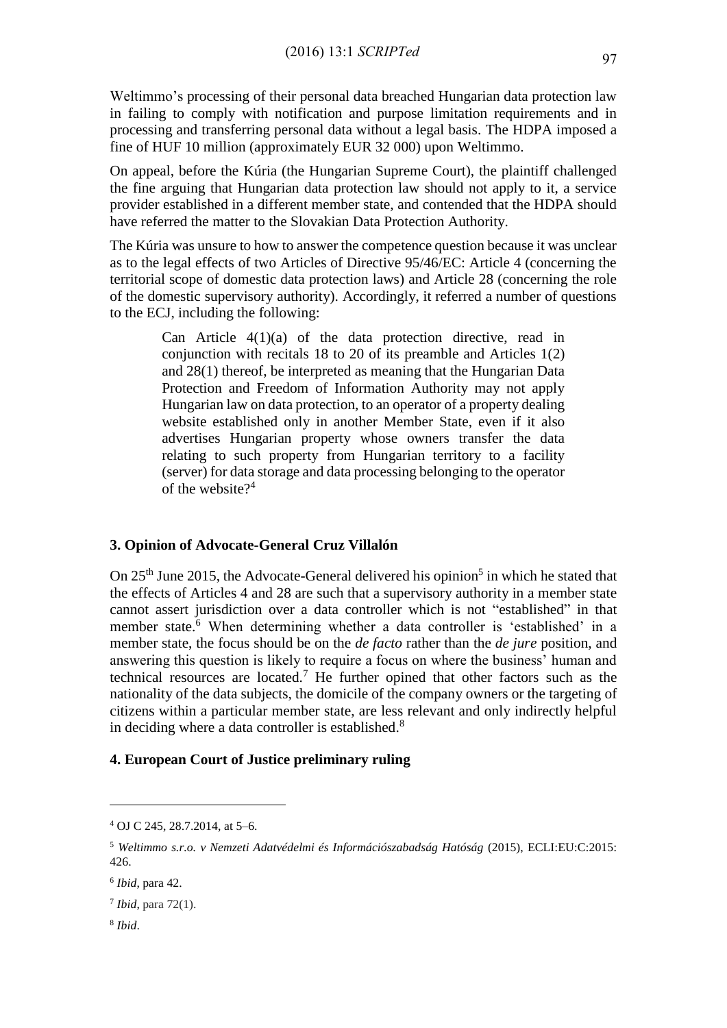Weltimmo's processing of their personal data breached Hungarian data protection law in failing to comply with notification and purpose limitation requirements and in processing and transferring personal data without a legal basis. The HDPA imposed a fine of HUF 10 million (approximately EUR 32 000) upon Weltimmo.

On appeal, before the Kúria (the Hungarian Supreme Court), the plaintiff challenged the fine arguing that Hungarian data protection law should not apply to it, a service provider established in a different member state, and contended that the HDPA should have referred the matter to the Slovakian Data Protection Authority.

The Kúria was unsure to how to answer the competence question because it was unclear as to the legal effects of two Articles of Directive 95/46/EC: Article 4 (concerning the territorial scope of domestic data protection laws) and Article 28 (concerning the role of the domestic supervisory authority). Accordingly, it referred a number of questions to the ECJ, including the following:

> Can Article 4(1)(a) of the data protection directive, read in conjunction with recitals 18 to 20 of its preamble and Articles 1(2) and 28(1) thereof, be interpreted as meaning that the Hungarian Data Protection and Freedom of Information Authority may not apply Hungarian law on data protection, to an operator of a property dealing website established only in another Member State, even if it also advertises Hungarian property whose owners transfer the data relating to such property from Hungarian territory to a facility (server) for data storage and data processing belonging to the operator of the website?[4]

### 3. Opinion of Advocate-General Cruz Villalón

On 25th June 2015, the Advocate-General delivered his opinion[5] in which he stated that the effects of Articles 4 and 28 are such that a supervisory authority in a member state cannot assert jurisdiction over a data controller which is not "established" in that member state.[6] When determining whether a data controller is 'established' in a member state, the focus should be on the *de facto* rather than the *de jure* position, and answering this question is likely to require a focus on where the business' human and technical resources are located.[7] He further opined that other factors such as the nationality of the data subjects, the domicile of the company owners or the targeting of citizens within a particular member state, are less relevant and only indirectly helpful in deciding where a data controller is established.[8]

### 4. European Court of Justice preliminary ruling

---

[4] OJ C 245, 28.7.2014, at 5–6.

[5] *Weltimmo s.r.o. v Nemzeti Adatvédelmi és Információszabadság Hatóság* (2015), ECLI:EU:C:2015: 426.

[6] *Ibid*, para 42.

[7] *Ibid*, para 72(1).

[8] *Ibid*.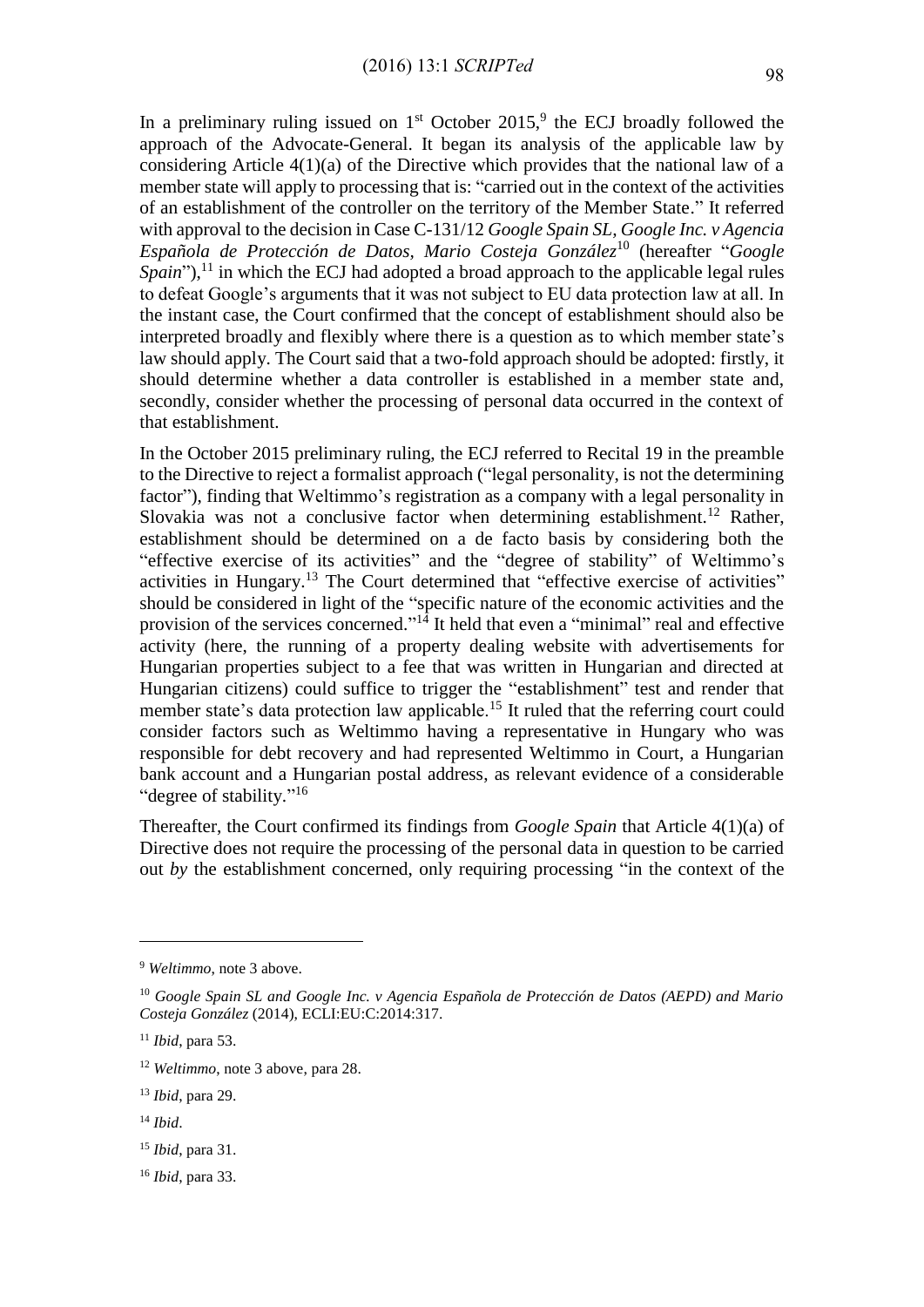In a preliminary ruling issued on 1st October 2015,[9] the ECJ broadly followed the approach of the Advocate-General. It began its analysis of the applicable law by considering Article 4(1)(a) of the Directive which provides that the national law of a member state will apply to processing that is: "carried out in the context of the activities of an establishment of the controller on the territory of the Member State." It referred with approval to the decision in Case C-131/12 *Google Spain SL, Google Inc. v Agencia Española de Protección de Datos, Mario Costeja González*[10] (hereafter "*Google Spain*"),[11] in which the ECJ had adopted a broad approach to the applicable legal rules to defeat Google's arguments that it was not subject to EU data protection law at all. In the instant case, the Court confirmed that the concept of establishment should also be interpreted broadly and flexibly where there is a question as to which member state's law should apply. The Court said that a two-fold approach should be adopted: firstly, it should determine whether a data controller is established in a member state and, secondly, consider whether the processing of personal data occurred in the context of that establishment.

In the October 2015 preliminary ruling, the ECJ referred to Recital 19 in the preamble to the Directive to reject a formalist approach ("legal personality, is not the determining factor"), finding that Weltimmo's registration as a company with a legal personality in Slovakia was not a conclusive factor when determining establishment.[12] Rather, establishment should be determined on a de facto basis by considering both the "effective exercise of its activities" and the "degree of stability" of Weltimmo's activities in Hungary.[13] The Court determined that "effective exercise of activities" should be considered in light of the "specific nature of the economic activities and the provision of the services concerned."[14] It held that even a "minimal" real and effective activity (here, the running of a property dealing website with advertisements for Hungarian properties subject to a fee that was written in Hungarian and directed at Hungarian citizens) could suffice to trigger the "establishment" test and render that member state's data protection law applicable.[15] It ruled that the referring court could consider factors such as Weltimmo having a representative in Hungary who was responsible for debt recovery and had represented Weltimmo in Court, a Hungarian bank account and a Hungarian postal address, as relevant evidence of a considerable "degree of stability."[16]

Thereafter, the Court confirmed its findings from *Google Spain* that Article 4(1)(a) of Directive does not require the processing of the personal data in question to be carried out *by* the establishment concerned, only requiring processing "in the context of the

---

[9] *Weltimmo*, note 3 above.

[10] *Google Spain SL and Google Inc. v Agencia Española de Protección de Datos (AEPD) and Mario Costeja González* (2014), ECLI:EU:C:2014:317.

[11] *Ibid*, para 53.

[12] *Weltimmo*, note 3 above, para 28.

[13] *Ibid*, para 29.

[14] *Ibid*.

[15] *Ibid*, para 31.

[16] *Ibid*, para 33.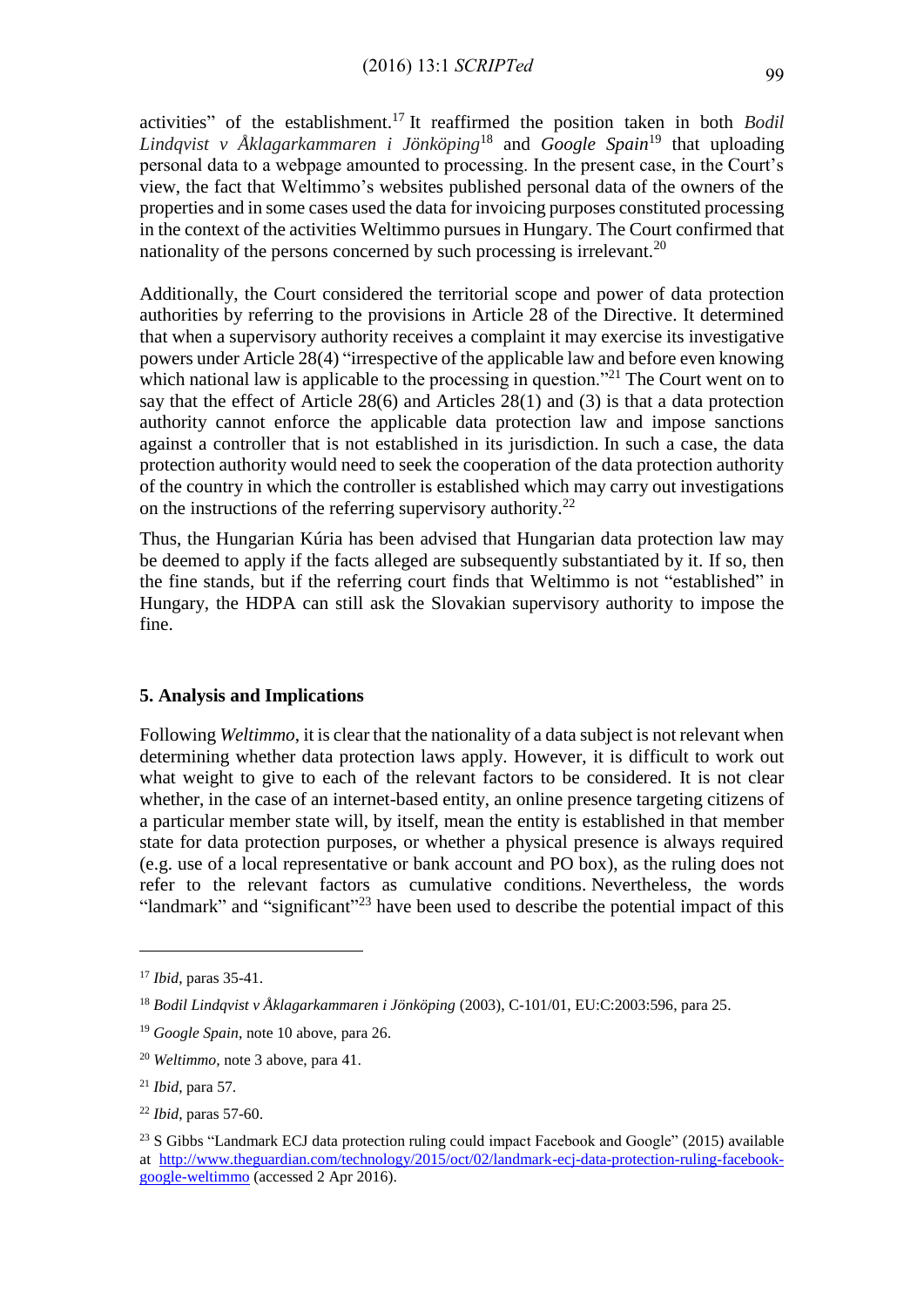activities" of the establishment.[17] It reaffirmed the position taken in both *Bodil Lindqvist v Åklagarkammaren i Jönköping*[18] and *Google Spain*[19] that uploading personal data to a webpage amounted to processing. In the present case, in the Court's view, the fact that Weltimmo's websites published personal data of the owners of the properties and in some cases used the data for invoicing purposes constituted processing in the context of the activities Weltimmo pursues in Hungary. The Court confirmed that nationality of the persons concerned by such processing is irrelevant.[20]

Additionally, the Court considered the territorial scope and power of data protection authorities by referring to the provisions in Article 28 of the Directive. It determined that when a supervisory authority receives a complaint it may exercise its investigative powers under Article 28(4) "irrespective of the applicable law and before even knowing which national law is applicable to the processing in question."[21] The Court went on to say that the effect of Article 28(6) and Articles 28(1) and (3) is that a data protection authority cannot enforce the applicable data protection law and impose sanctions against a controller that is not established in its jurisdiction. In such a case, the data protection authority would need to seek the cooperation of the data protection authority of the country in which the controller is established which may carry out investigations on the instructions of the referring supervisory authority.[22]

Thus, the Hungarian Kúria has been advised that Hungarian data protection law may be deemed to apply if the facts alleged are subsequently substantiated by it. If so, then the fine stands, but if the referring court finds that Weltimmo is not "established" in Hungary, the HDPA can still ask the Slovakian supervisory authority to impose the fine.

## 5. Analysis and Implications

Following *Weltimmo*, it is clear that the nationality of a data subject is not relevant when determining whether data protection laws apply. However, it is difficult to work out what weight to give to each of the relevant factors to be considered. It is not clear whether, in the case of an internet-based entity, an online presence targeting citizens of a particular member state will, by itself, mean the entity is established in that member state for data protection purposes, or whether a physical presence is always required (e.g. use of a local representative or bank account and PO box), as the ruling does not refer to the relevant factors as cumulative conditions. Nevertheless, the words "landmark" and "significant"[23] have been used to describe the potential impact of this

---

[17] *Ibid*, paras 35-41.

[18] *Bodil Lindqvist v Åklagarkammaren i Jönköping* (2003), C-101/01, EU:C:2003:596, para 25.

[19] *Google Spain*, note 10 above, para 26.

[20] *Weltimmo*, note 3 above, para 41.

[21] *Ibid*, para 57.

[22] *Ibid*, paras 57-60.

[23] S Gibbs "Landmark ECJ data protection ruling could impact Facebook and Google" (2015) available at http://www.theguardian.com/technology/2015/oct/02/landmark-ecj-data-protection-ruling-facebook-google-weltimmo (accessed 2 Apr 2016).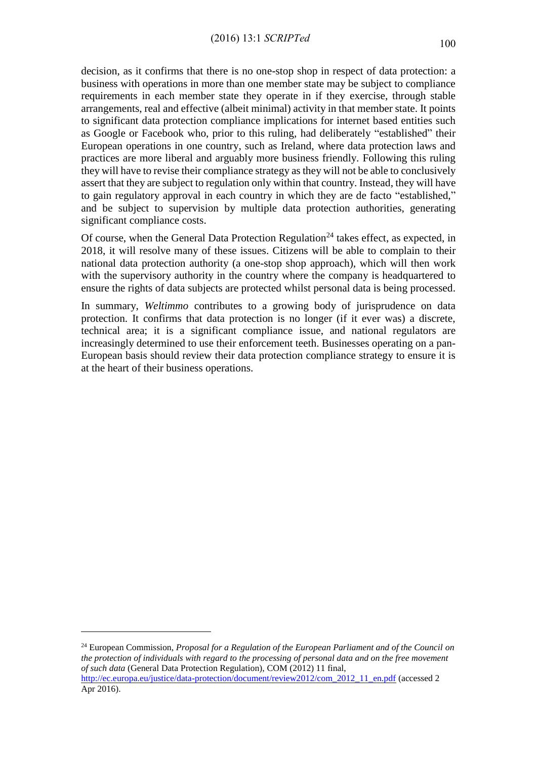decision, as it confirms that there is no one-stop shop in respect of data protection: a business with operations in more than one member state may be subject to compliance requirements in each member state they operate in if they exercise, through stable arrangements, real and effective (albeit minimal) activity in that member state. It points to significant data protection compliance implications for internet based entities such as Google or Facebook who, prior to this ruling, had deliberately "established" their European operations in one country, such as Ireland, where data protection laws and practices are more liberal and arguably more business friendly. Following this ruling they will have to revise their compliance strategy as they will not be able to conclusively assert that they are subject to regulation only within that country. Instead, they will have to gain regulatory approval in each country in which they are de facto "established," and be subject to supervision by multiple data protection authorities, generating significant compliance costs.

Of course, when the General Data Protection Regulation[24] takes effect, as expected, in 2018, it will resolve many of these issues. Citizens will be able to complain to their national data protection authority (a one-stop shop approach), which will then work with the supervisory authority in the country where the company is headquartered to ensure the rights of data subjects are protected whilst personal data is being processed.

In summary, *Weltimmo* contributes to a growing body of jurisprudence on data protection. It confirms that data protection is no longer (if it ever was) a discrete, technical area; it is a significant compliance issue, and national regulators are increasingly determined to use their enforcement teeth. Businesses operating on a pan-European basis should review their data protection compliance strategy to ensure it is at the heart of their business operations.

---

[24] European Commission, *Proposal for a Regulation of the European Parliament and of the Council on the protection of individuals with regard to the processing of personal data and on the free movement of such data* (General Data Protection Regulation), COM (2012) 11 final, http://ec.europa.eu/justice/data-protection/document/review2012/com_2012_11_en.pdf (accessed 2 Apr 2016).